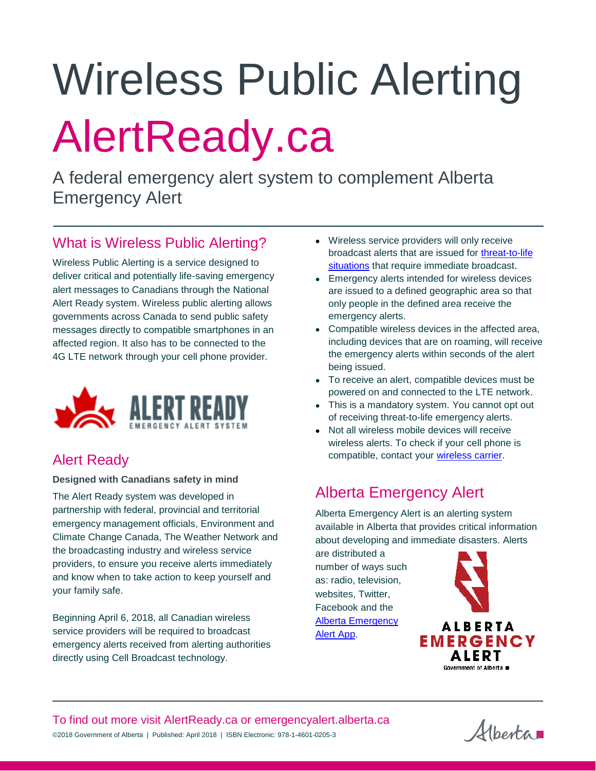# Wireless Public Alerting

# AlertReady.ca

A federal emergency alert system to complement Alberta Emergency Alert

## What is Wireless Public Alerting?

Wireless Public Alerting is a service designed to deliver critical and potentially life-saving emergency alert messages to Canadians through the National Alert Ready system. Wireless public alerting allows governments across Canada to send public safety messages directly to compatible smartphones in an affected region. It also has to be connected to the 4G LTE network through your cell phone provider.

## Alert Ready

**Designed with Canadians safety in mind**

The Alert Ready system was developed in partnership with federal, provincial and territorial emergency management officials, Environment and Climate Change Canada, The Weather Network and the broadcasting industry and wireless service providers, to ensure you receive alerts immediately and know when to take action to keep yourself and your family safe.

Beginning April 6, 2018, all Canadian wireless service providers will be required to broadcast emergency alerts received from alerting authorities directly using Cell Broadcast technology.

- Wireless service providers will only receive broadcast alerts that are issued for threat-to-life situations that require immediate broadcast.
- Emergency alerts intended for wireless devices are issued to a defined geographic area so that only people in the defined area receive the emergency alerts.
- Compatible wireless devices in the affected area, including devices that are on roaming, will receive the emergency alerts within seconds of the alert being issued.
- To receive an alert, compatible devices must be powered on and connected to the LTE network.
- This is a mandatory system. You cannot opt out of receiving threat-to-life emergency alerts.
- Not all wireless mobile devices will receive wireless alerts. To check if your cell phone is compatible, contact your wireless carrier.

## Alberta Emergency Alert

Alberta Emergency Alert is an alerting system available in Alberta that provides critical information about developing and immediate disasters. Alerts are distributed a number of ways such as: radio, television, websites, Twitter, Facebook and the Alberta Emergency Alert App.

To find out more visit AlertReady.ca or emergencyalert.alberta.ca

©2018 Government of Alberta | Published: April 2018 | ISBN Electronic: 978-1-4601-0205-3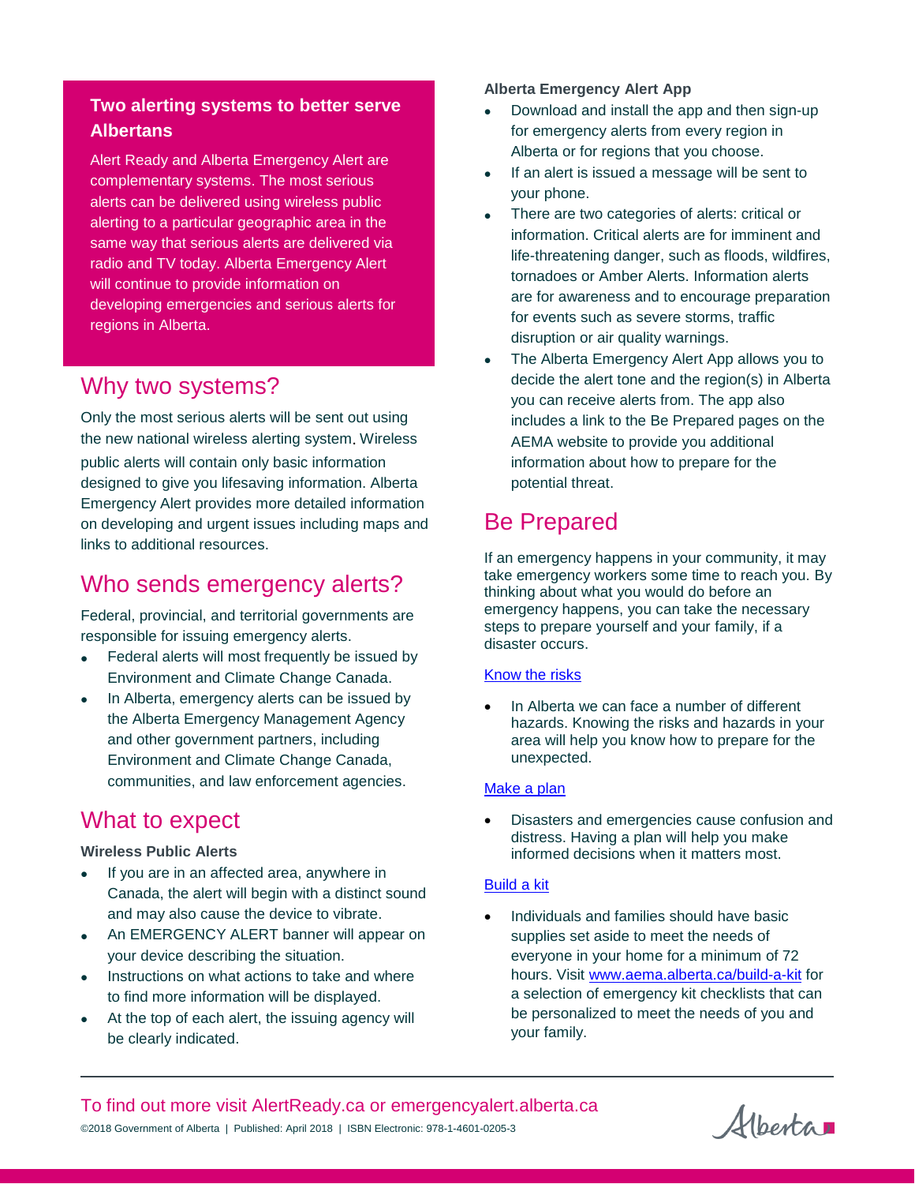## Two alerting systems to better serve Albertans

Alert Ready and Alberta Emergency Alert are complementary systems. The most serious alerts can be delivered using wireless public alerting to a particular geographic area in the same way that serious alerts are delivered via radio and TV today. Alberta Emergency Alert will continue to provide information on developing emergencies and serious alerts for regions in Alberta.

## Why two systems?

Only the most serious alerts will be sent out using the new national wireless alerting system. Wireless public alerts will contain only basic information designed to give you lifesaving information. Alberta Emergency Alert provides more detailed information on developing and urgent issues including maps and links to additional resources.

## Who sends emergency alerts?

Federal, provincial, and territorial governments are responsible for issuing emergency alerts.

- Federal alerts will most frequently be issued by Environment and Climate Change Canada.
- In Alberta, emergency alerts can be issued by the Alberta Emergency Management Agency and other government partners, including Environment and Climate Change Canada, communities, and law enforcement agencies.

## What to expect

**Wireless Public Alerts**

- If you are in an affected area, anywhere in Canada, the alert will begin with a distinct sound and may also cause the device to vibrate.
- An EMERGENCY ALERT banner will appear on your device describing the situation.
- Instructions on what actions to take and where to find more information will be displayed.
- At the top of each alert, the issuing agency will be clearly indicated.

**Alberta Emergency Alert App**

- Download and install the app and then sign-up for emergency alerts from every region in Alberta or for regions that you choose.
- If an alert is issued a message will be sent to your phone.
- There are two categories of alerts: critical or information. Critical alerts are for imminent and life-threatening danger, such as floods, wildfires, tornadoes or Amber Alerts. Information alerts are for awareness and to encourage preparation for events such as severe storms, traffic disruption or air quality warnings.
- The Alberta Emergency Alert App allows you to decide the alert tone and the region(s) in Alberta you can receive alerts from. The app also includes a link to the Be Prepared pages on the AEMA website to provide you additional information about how to prepare for the potential threat.

## Be Prepared

If an emergency happens in your community, it may take emergency workers some time to reach you. By thinking about what you would do before an emergency happens, you can take the necessary steps to prepare yourself and your family, if a disaster occurs.

Know the risks

- In Alberta we can face a number of different hazards. Knowing the risks and hazards in your area will help you know how to prepare for the unexpected.

Make a plan

- Disasters and emergencies cause confusion and distress. Having a plan will help you make informed decisions when it matters most.

Build a kit

- Individuals and families should have basic supplies set aside to meet the needs of everyone in your home for a minimum of 72 hours. Visit www.aema.alberta.ca/build-a-kit for a selection of emergency kit checklists that can be personalized to meet the needs of you and your family.

To find out more visit AlertReady.ca or emergencyalert.alberta.ca

©2018 Government of Alberta | Published: April 2018 | ISBN Electronic: 978-1-4601-0205-3